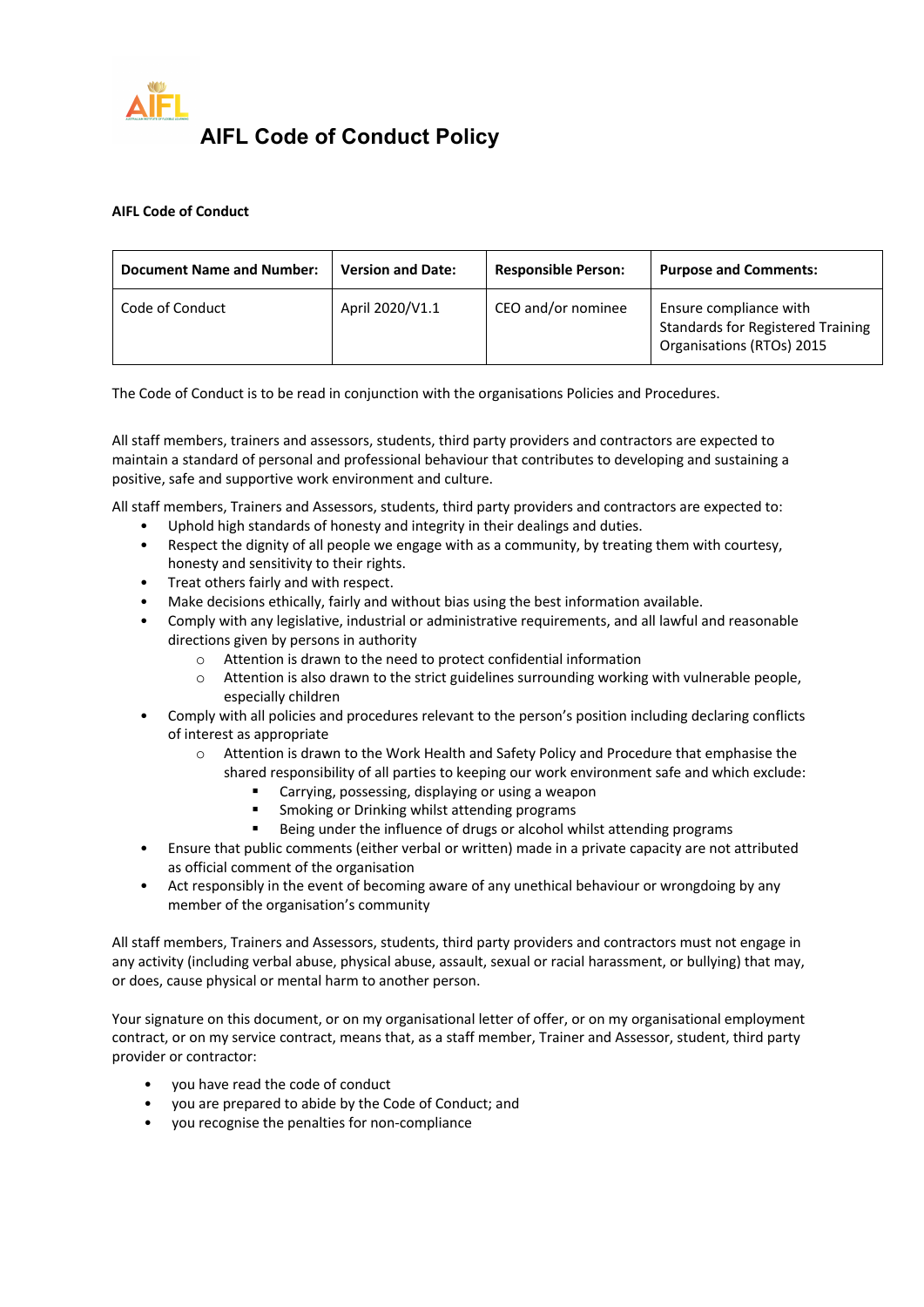# AIFL Code of Conduct Policy

**AIFL Code of Conduct**

| Document Name and Number: | Version and Date: | Responsible Person: | Purpose and Comments: |
|---|---|---|---|
| Code of Conduct | April 2020/V1.1 | CEO and/or nominee | Ensure compliance with Standards for Registered Training Organisations (RTOs) 2015 |

The Code of Conduct is to be read in conjunction with the organisations Policies and Procedures.

All staff members, trainers and assessors, students, third party providers and contractors are expected to maintain a standard of personal and professional behaviour that contributes to developing and sustaining a positive, safe and supportive work environment and culture.

All staff members, Trainers and Assessors, students, third party providers and contractors are expected to:

- Uphold high standards of honesty and integrity in their dealings and duties.
- Respect the dignity of all people we engage with as a community, by treating them with courtesy, honesty and sensitivity to their rights.
- Treat others fairly and with respect.
- Make decisions ethically, fairly and without bias using the best information available.
- Comply with any legislative, industrial or administrative requirements, and all lawful and reasonable directions given by persons in authority
  - Attention is drawn to the need to protect confidential information
  - Attention is also drawn to the strict guidelines surrounding working with vulnerable people, especially children
- Comply with all policies and procedures relevant to the person's position including declaring conflicts of interest as appropriate
  - Attention is drawn to the Work Health and Safety Policy and Procedure that emphasise the shared responsibility of all parties to keeping our work environment safe and which exclude:
    - Carrying, possessing, displaying or using a weapon
    - Smoking or Drinking whilst attending programs
    - Being under the influence of drugs or alcohol whilst attending programs
- Ensure that public comments (either verbal or written) made in a private capacity are not attributed as official comment of the organisation
- Act responsibly in the event of becoming aware of any unethical behaviour or wrongdoing by any member of the organisation's community

All staff members, Trainers and Assessors, students, third party providers and contractors must not engage in any activity (including verbal abuse, physical abuse, assault, sexual or racial harassment, or bullying) that may, or does, cause physical or mental harm to another person.

Your signature on this document, or on my organisational letter of offer, or on my organisational employment contract, or on my service contract, means that, as a staff member, Trainer and Assessor, student, third party provider or contractor:

- you have read the code of conduct
- you are prepared to abide by the Code of Conduct; and
- you recognise the penalties for non-compliance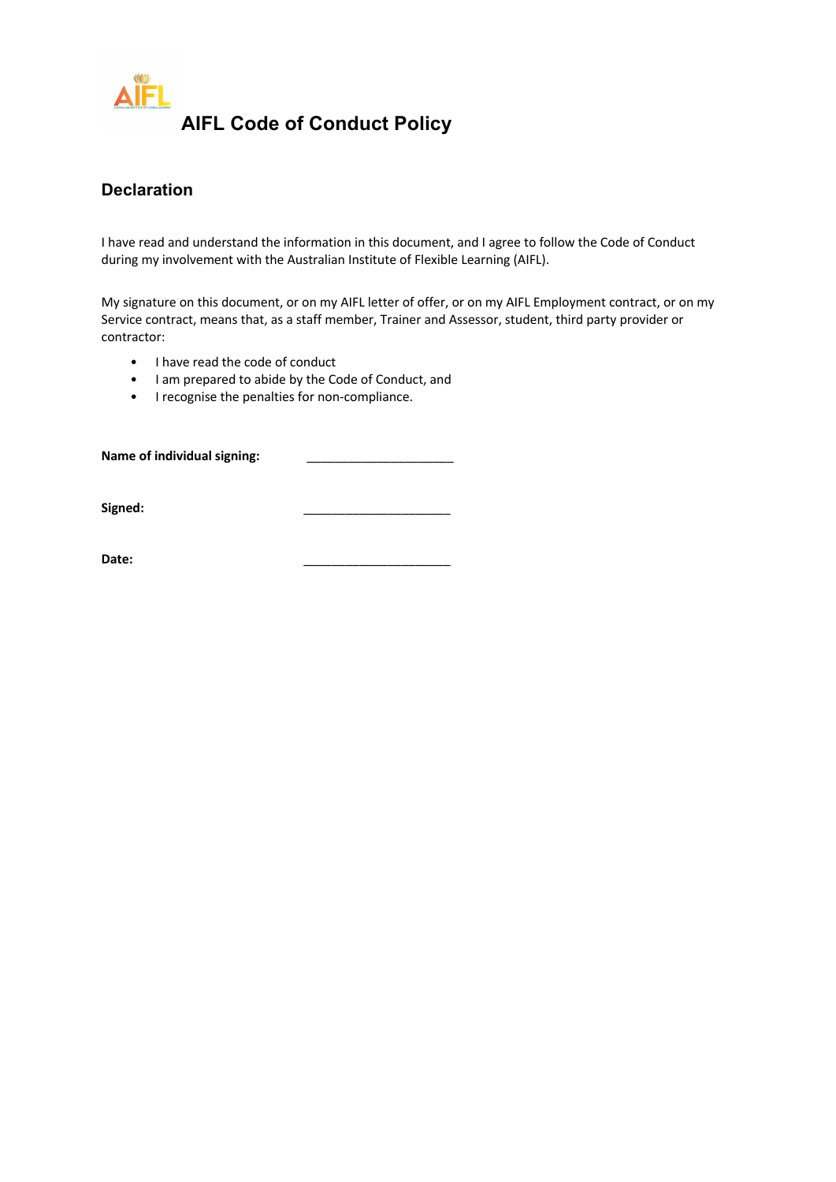# AIFL Code of Conduct Policy

## Declaration

I have read and understand the information in this document, and I agree to follow the Code of Conduct during my involvement with the Australian Institute of Flexible Learning (AIFL).

My signature on this document, or on my AIFL letter of offer, or on my AIFL Employment contract, or on my Service contract, means that, as a staff member, Trainer and Assessor, student, third party provider or contractor:

- I have read the code of conduct
- I am prepared to abide by the Code of Conduct, and
- I recognise the penalties for non-compliance.

**Name of individual signing:** ______________________

**Signed:** ______________________

**Date:** ______________________